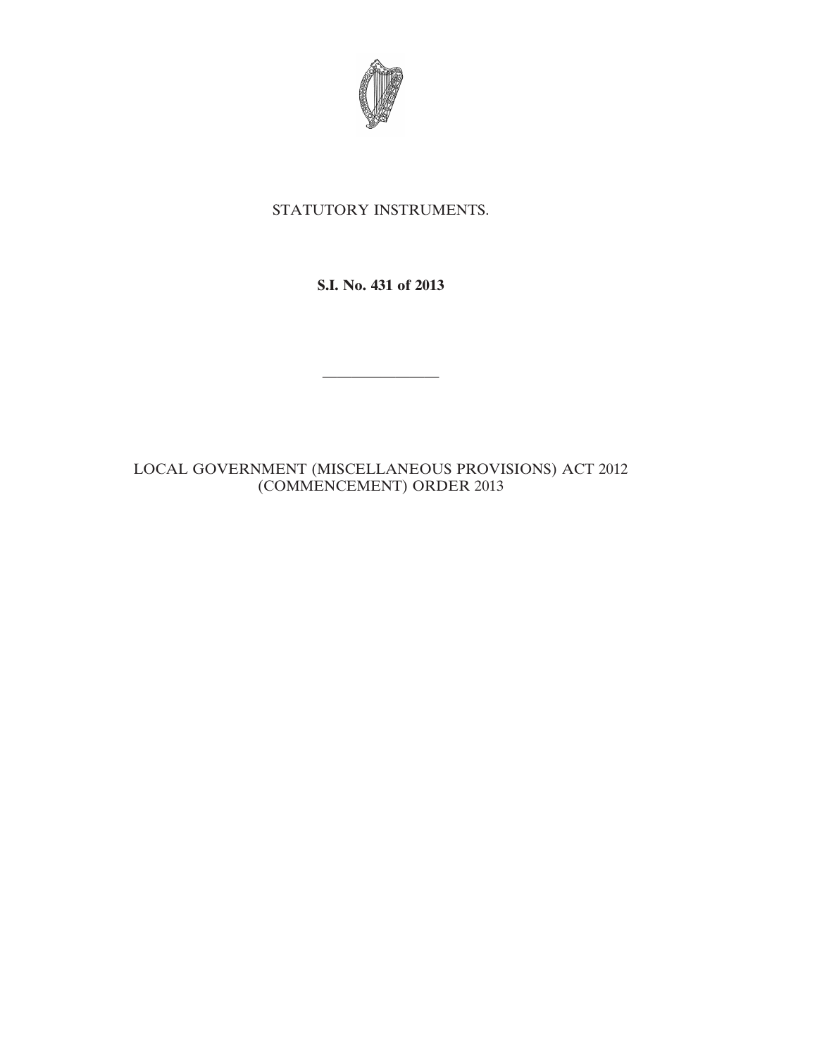STATUTORY INSTRUMENTS.

**S.I. No. 431 of 2013**

---

LOCAL GOVERNMENT (MISCELLANEOUS PROVISIONS) ACT 2012 (COMMENCEMENT) ORDER 2013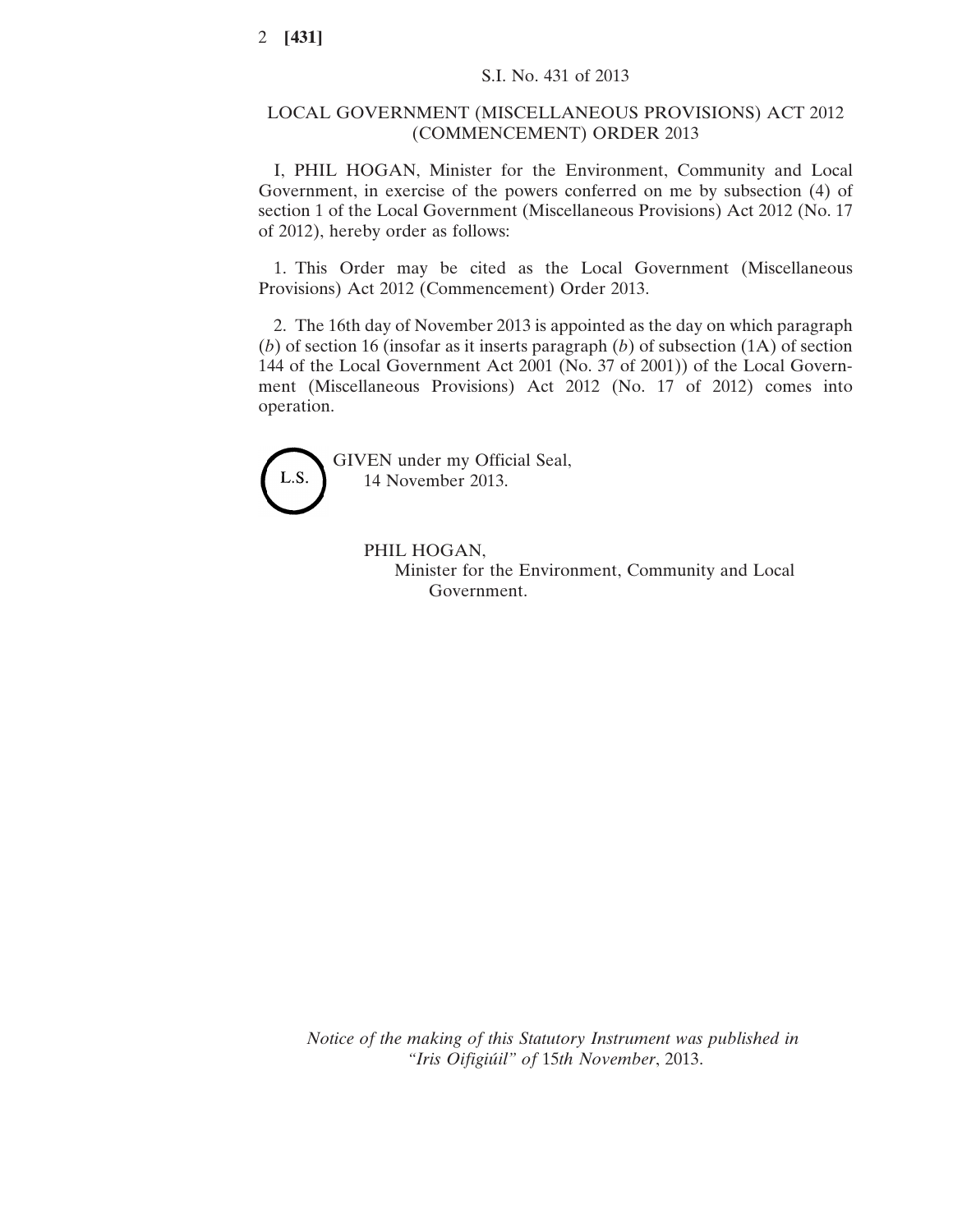S.I. No. 431 of 2013

# LOCAL GOVERNMENT (MISCELLANEOUS PROVISIONS) ACT 2012 (COMMENCEMENT) ORDER 2013

I, PHIL HOGAN, Minister for the Environment, Community and Local Government, in exercise of the powers conferred on me by subsection (4) of section 1 of the Local Government (Miscellaneous Provisions) Act 2012 (No. 17 of 2012), hereby order as follows:

1. This Order may be cited as the Local Government (Miscellaneous Provisions) Act 2012 (Commencement) Order 2013.

2. The 16th day of November 2013 is appointed as the day on which paragraph (*b*) of section 16 (insofar as it inserts paragraph (*b*) of subsection (1A) of section 144 of the Local Government Act 2001 (No. 37 of 2001)) of the Local Government (Miscellaneous Provisions) Act 2012 (No. 17 of 2012) comes into operation.

L.S.

GIVEN under my Official Seal,
14 November 2013.

PHIL HOGAN,
Minister for the Environment, Community and Local Government.

*Notice of the making of this Statutory Instrument was published in "Iris Oifigiúil" of* 15*th November*, 2013.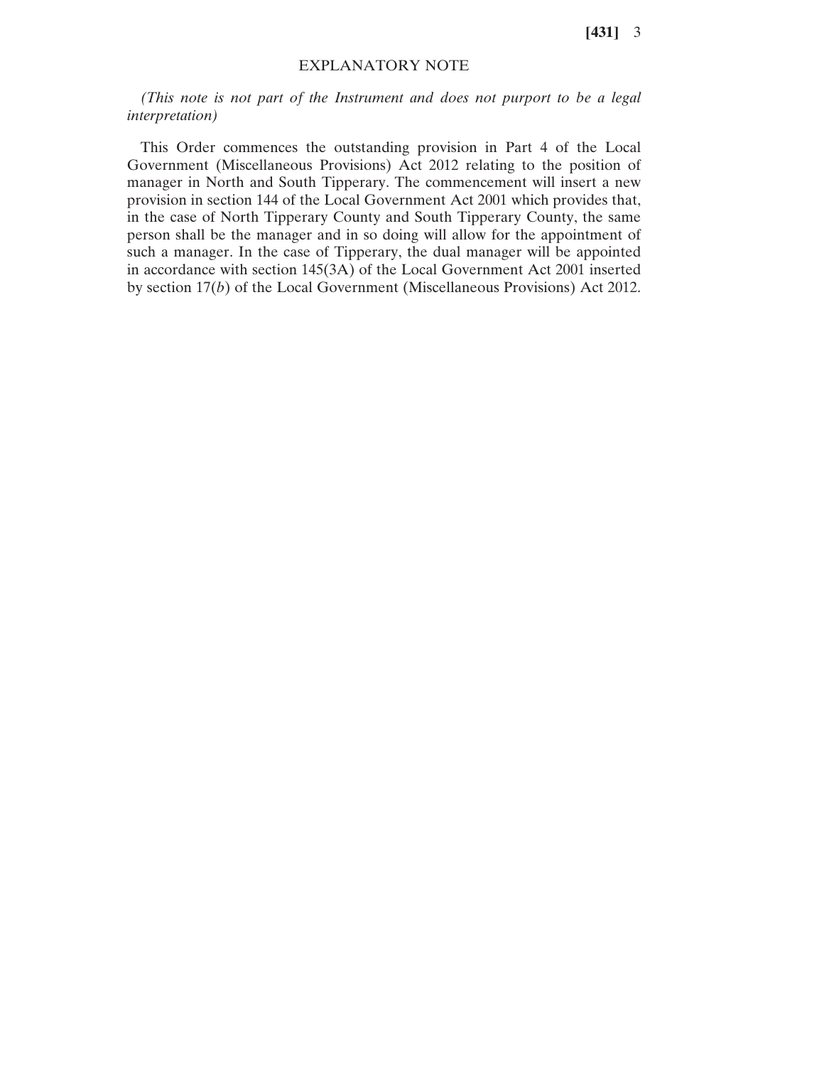## EXPLANATORY NOTE

*(This note is not part of the Instrument and does not purport to be a legal interpretation)*

This Order commences the outstanding provision in Part 4 of the Local Government (Miscellaneous Provisions) Act 2012 relating to the position of manager in North and South Tipperary. The commencement will insert a new provision in section 144 of the Local Government Act 2001 which provides that, in the case of North Tipperary County and South Tipperary County, the same person shall be the manager and in so doing will allow for the appointment of such a manager. In the case of Tipperary, the dual manager will be appointed in accordance with section 145(3A) of the Local Government Act 2001 inserted by section 17(*b*) of the Local Government (Miscellaneous Provisions) Act 2012.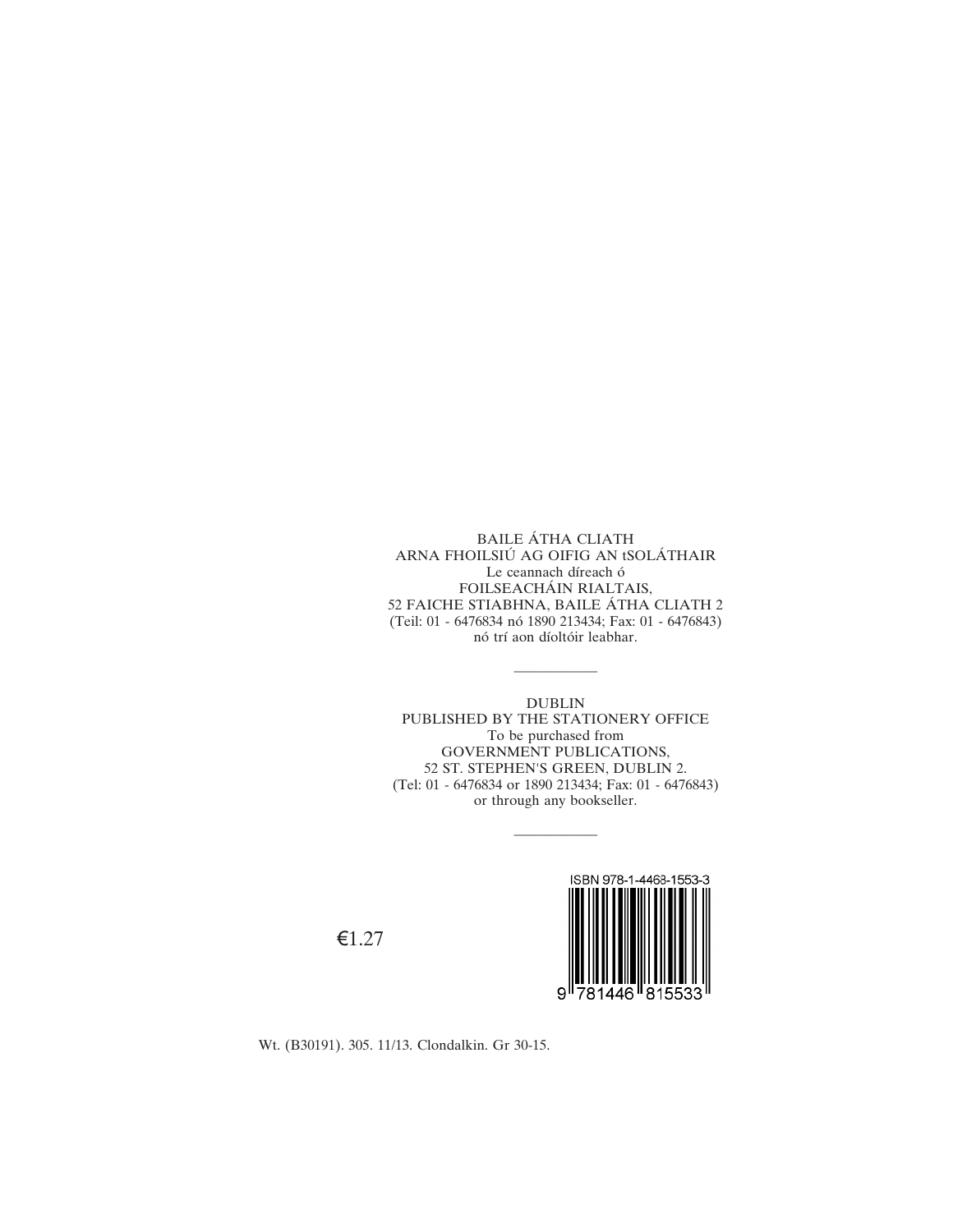BAILE ÁTHA CLIATH
ARNA FHOILSIÚ AG OIFIG AN tSOLÁTHAIR
Le ceannach díreach ó
FOILSEACHÁIN RIALTAIS,
52 FAICHE STIABHNA, BAILE ÁTHA CLIATH 2
(Teil: 01 - 6476834 nó 1890 213434; Fax: 01 - 6476843)
nó trí aon díoltóir leabhar.

---

DUBLIN
PUBLISHED BY THE STATIONERY OFFICE
To be purchased from
GOVERNMENT PUBLICATIONS,
52 ST. STEPHEN'S GREEN, DUBLIN 2.
(Tel: 01 - 6476834 or 1890 213434; Fax: 01 - 6476843)
or through any bookseller.

---

ISBN 978-1-4468-1553-3

9 781446 815533

€1.27

Wt. (B30191). 305. 11/13. Clondalkin. Gr 30-15.